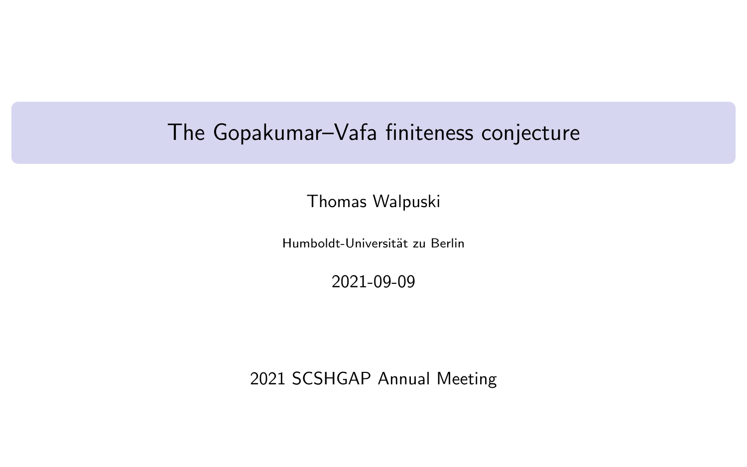# The Gopakumar–Vafa finiteness conjecture

Thomas Walpuski

Humboldt-Universität zu Berlin

2021-09-09

2021 SCSHGAP Annual Meeting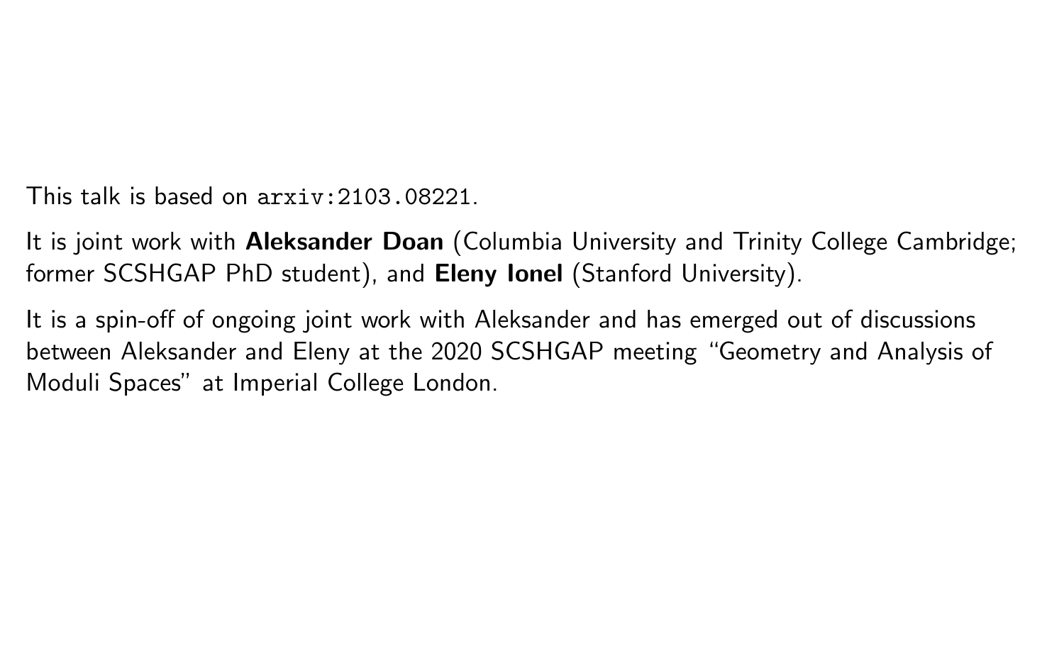This talk is based on `arxiv:2103.08221`.

It is joint work with **Aleksander Doan** (Columbia University and Trinity College Cambridge; former SCSHGAP PhD student), and **Eleny Ionel** (Stanford University).

It is a spin-off of ongoing joint work with Aleksander and has emerged out of discussions between Aleksander and Eleny at the 2020 SCSHGAP meeting "Geometry and Analysis of Moduli Spaces" at Imperial College London.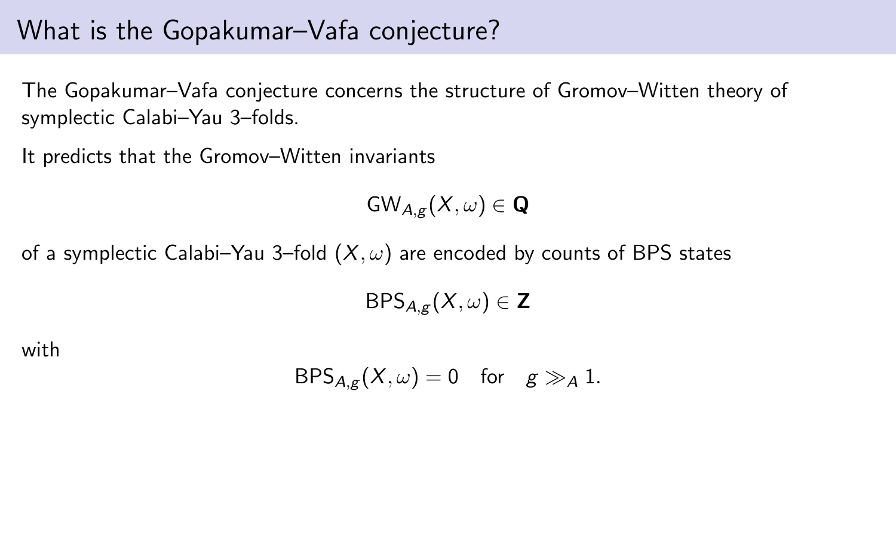# What is the Gopakumar–Vafa conjecture?

The Gopakumar–Vafa conjecture concerns the structure of Gromov–Witten theory of symplectic Calabi–Yau 3–folds.

It predicts that the Gromov–Witten invariants

$$\mathrm{GW}_{A,g}(X,\omega) \in \mathbf{Q}$$

of a symplectic Calabi–Yau 3–fold $(X,\omega)$ are encoded by counts of BPS states

$$\mathrm{BPS}_{A,g}(X,\omega) \in \mathbf{Z}$$

with

$$\mathrm{BPS}_{A,g}(X,\omega) = 0 \quad \text{for} \quad g \gg_A 1.$$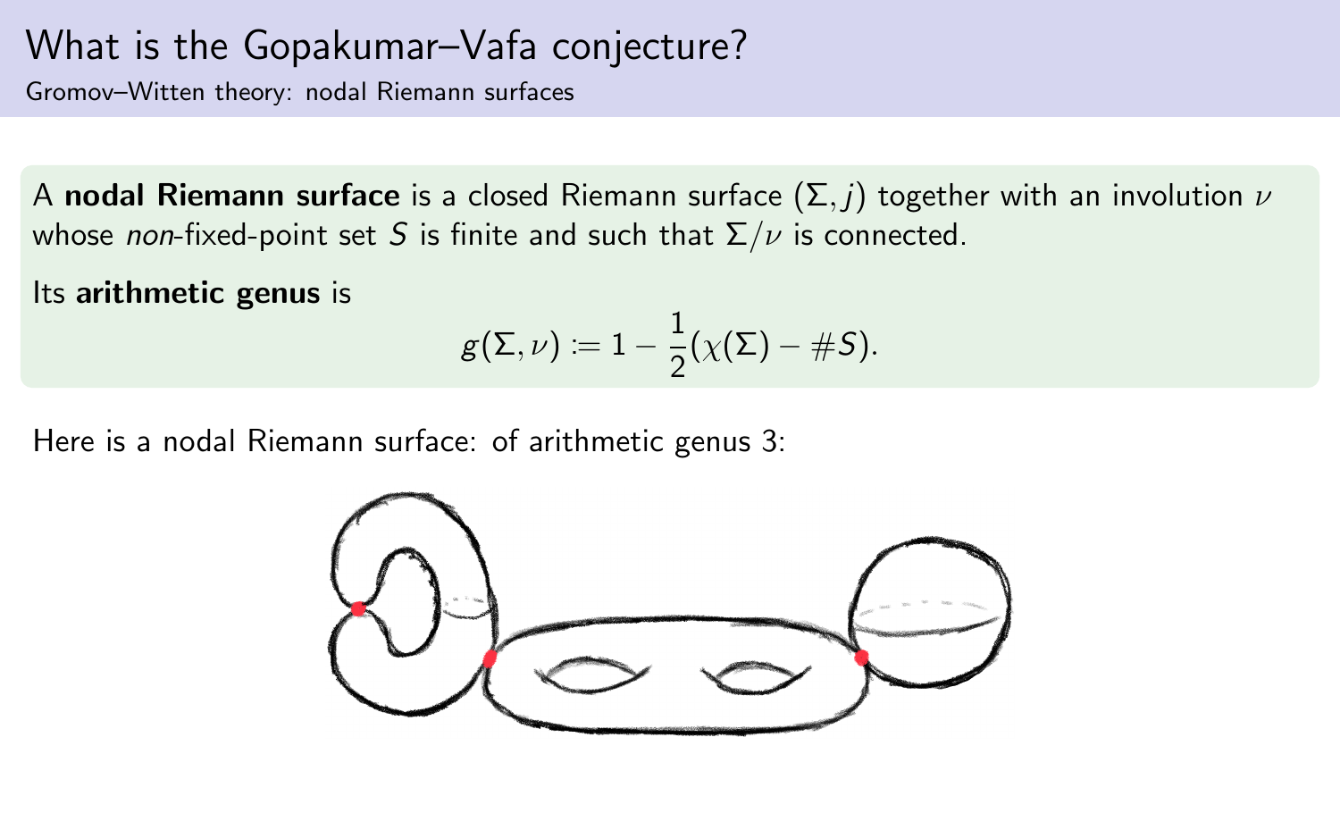# What is the Gopakumar–Vafa conjecture?

## Gromov–Witten theory: nodal Riemann surfaces

A **nodal Riemann surface** is a closed Riemann surface $(\Sigma, j)$ together with an involution $\nu$ whose *non*-fixed-point set $S$ is finite and such that $\Sigma/\nu$ is connected.

Its **arithmetic genus** is

$$g(\Sigma, \nu) := 1 - \frac{1}{2}(\chi(\Sigma) - \#S).$$

Here is a nodal Riemann surface: of arithmetic genus 3: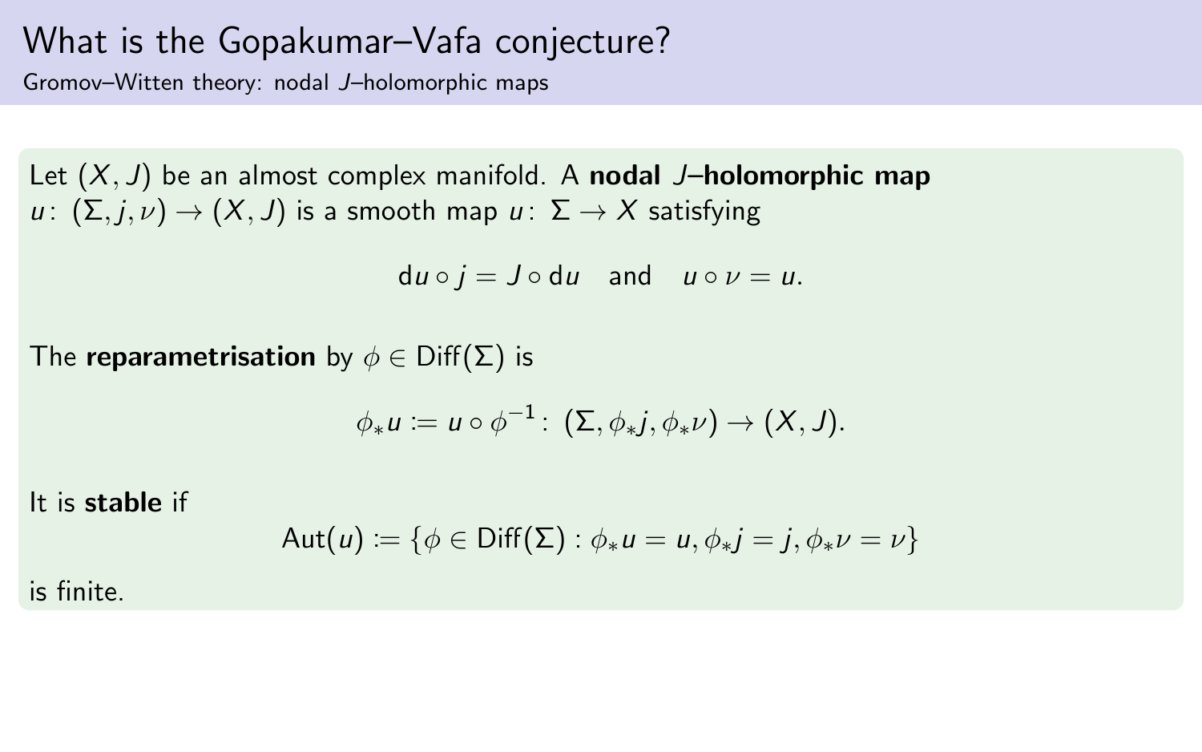# What is the Gopakumar–Vafa conjecture?

## Gromov–Witten theory: nodal $J$–holomorphic maps

Let $(X, J)$ be an almost complex manifold. A **nodal $J$–holomorphic map** $u\colon (\Sigma, j, \nu) \to (X, J)$ is a smooth map $u\colon \Sigma \to X$ satisfying

$$\mathrm{d}u \circ j = J \circ \mathrm{d}u \quad \text{and} \quad u \circ \nu = u.$$

The **reparametrisation** by $\phi \in \mathrm{Diff}(\Sigma)$ is

$$\phi_* u := u \circ \phi^{-1}\colon (\Sigma, \phi_* j, \phi_* \nu) \to (X, J).$$

It is **stable** if

$$\mathrm{Aut}(u) := \{\phi \in \mathrm{Diff}(\Sigma) : \phi_* u = u, \phi_* j = j, \phi_* \nu = \nu\}$$

is finite.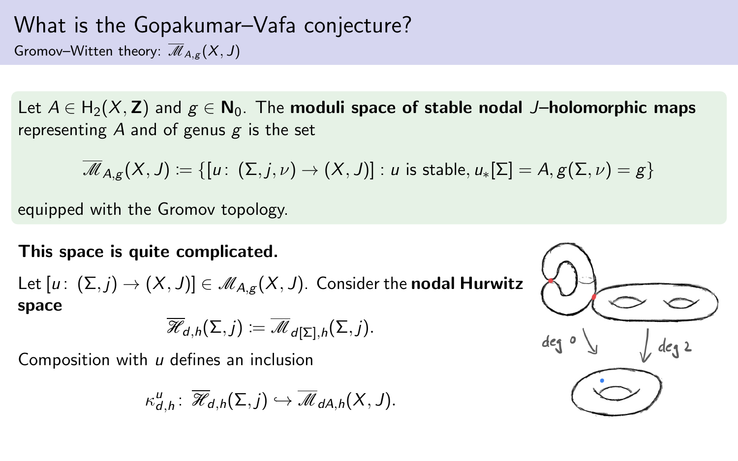# What is the Gopakumar–Vafa conjecture?

Gromov–Witten theory: $\overline{\mathscr{M}}_{A,g}(X,J)$

Let $A \in \mathrm{H}_2(X,\mathbf{Z})$ and $g \in \mathbf{N}_0$. The **moduli space of stable nodal $J$–holomorphic maps** representing $A$ and of genus $g$ is the set

$$\overline{\mathscr{M}}_{A,g}(X,J) := \{[u\colon (\Sigma, j, \nu) \to (X,J)] : u \text{ is stable}, u_*[\Sigma] = A, g(\Sigma,\nu) = g\}$$

equipped with the Gromov topology.

**This space is quite complicated.**

Let $[u\colon (\Sigma,j) \to (X,J)] \in \mathscr{M}_{A,g}(X,J)$. Consider the **nodal Hurwitz space**

$$\overline{\mathscr{H}}_{d,h}(\Sigma,j) := \overline{\mathscr{M}}_{d[\Sigma],h}(\Sigma,j).$$

Composition with $u$ defines an inclusion

$$\kappa^u_{d,h}\colon \overline{\mathscr{H}}_{d,h}(\Sigma,j) \hookrightarrow \overline{\mathscr{M}}_{dA,h}(X,J).$$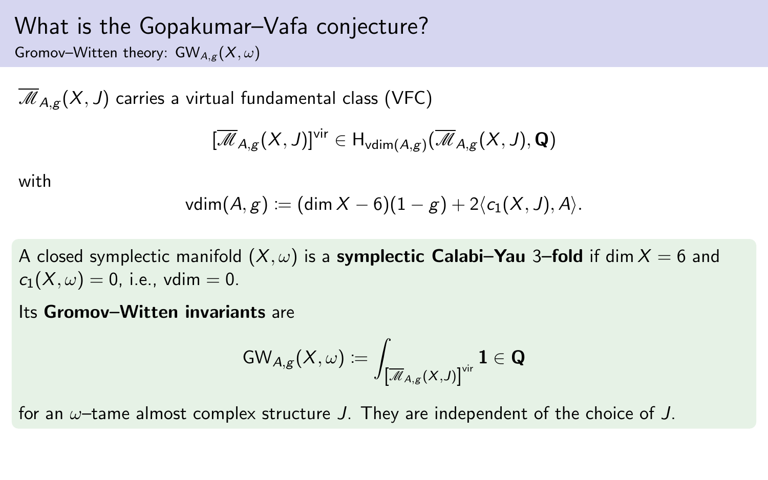# What is the Gopakumar–Vafa conjecture?

## Gromov–Witten theory: $\mathrm{GW}_{A,g}(X,\omega)$

$\overline{\mathscr{M}}_{A,g}(X,J)$ carries a virtual fundamental class (VFC)

$$[\overline{\mathscr{M}}_{A,g}(X,J)]^{\mathrm{vir}} \in \mathrm{H}_{\mathrm{vdim}(A,g)}(\overline{\mathscr{M}}_{A,g}(X,J),\mathbf{Q})$$

with

$$\mathrm{vdim}(A,g) := (\dim X - 6)(1-g) + 2\langle c_1(X,J), A\rangle.$$

A closed symplectic manifold $(X,\omega)$ is a **symplectic Calabi–Yau 3–fold** if $\dim X = 6$ and $c_1(X,\omega) = 0$, i.e., $\mathrm{vdim} = 0$.

Its **Gromov–Witten invariants** are

$$\mathrm{GW}_{A,g}(X,\omega) := \int_{[\overline{\mathscr{M}}_{A,g}(X,J)]^{\mathrm{vir}}} \mathbf{1} \in \mathbf{Q}$$

for an $\omega$–tame almost complex structure $J$. They are independent of the choice of $J$.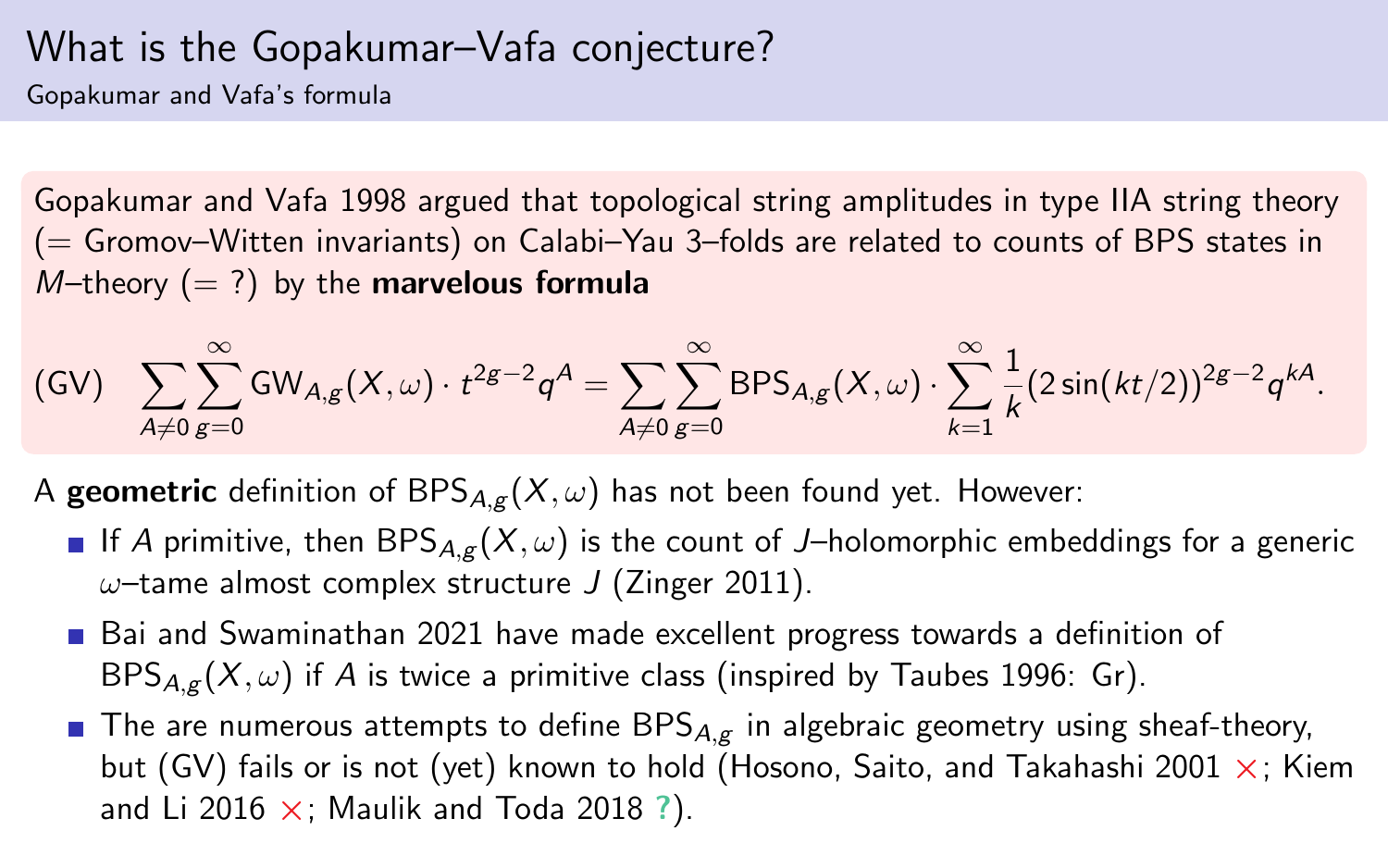# What is the Gopakumar–Vafa conjecture?

## Gopakumar and Vafa's formula

Gopakumar and Vafa 1998 argued that topological string amplitudes in type IIA string theory (= Gromov–Witten invariants) on Calabi–Yau 3–folds are related to counts of BPS states in $M$–theory (= ?) by the **marvelous formula**

$$\text{(GV)} \quad \sum_{A \neq 0} \sum_{g=0}^{\infty} \mathrm{GW}_{A,g}(X,\omega) \cdot t^{2g-2} q^A = \sum_{A \neq 0} \sum_{g=0}^{\infty} \mathrm{BPS}_{A,g}(X,\omega) \cdot \sum_{k=1}^{\infty} \frac{1}{k} (2\sin(kt/2))^{2g-2} q^{kA}.$$

A **geometric** definition of $\mathrm{BPS}_{A,g}(X,\omega)$ has not been found yet. However:

- If $A$ primitive, then $\mathrm{BPS}_{A,g}(X,\omega)$ is the count of $J$–holomorphic embeddings for a generic $\omega$–tame almost complex structure $J$ (Zinger 2011).
- Bai and Swaminathan 2021 have made excellent progress towards a definition of $\mathrm{BPS}_{A,g}(X,\omega)$ if $A$ is twice a primitive class (inspired by Taubes 1996: Gr).
- The are numerous attempts to define $\mathrm{BPS}_{A,g}$ in algebraic geometry using sheaf-theory, but (GV) fails or is not (yet) known to hold (Hosono, Saito, and Takahashi 2001 ×; Kiem and Li 2016 ×; Maulik and Toda 2018 ?).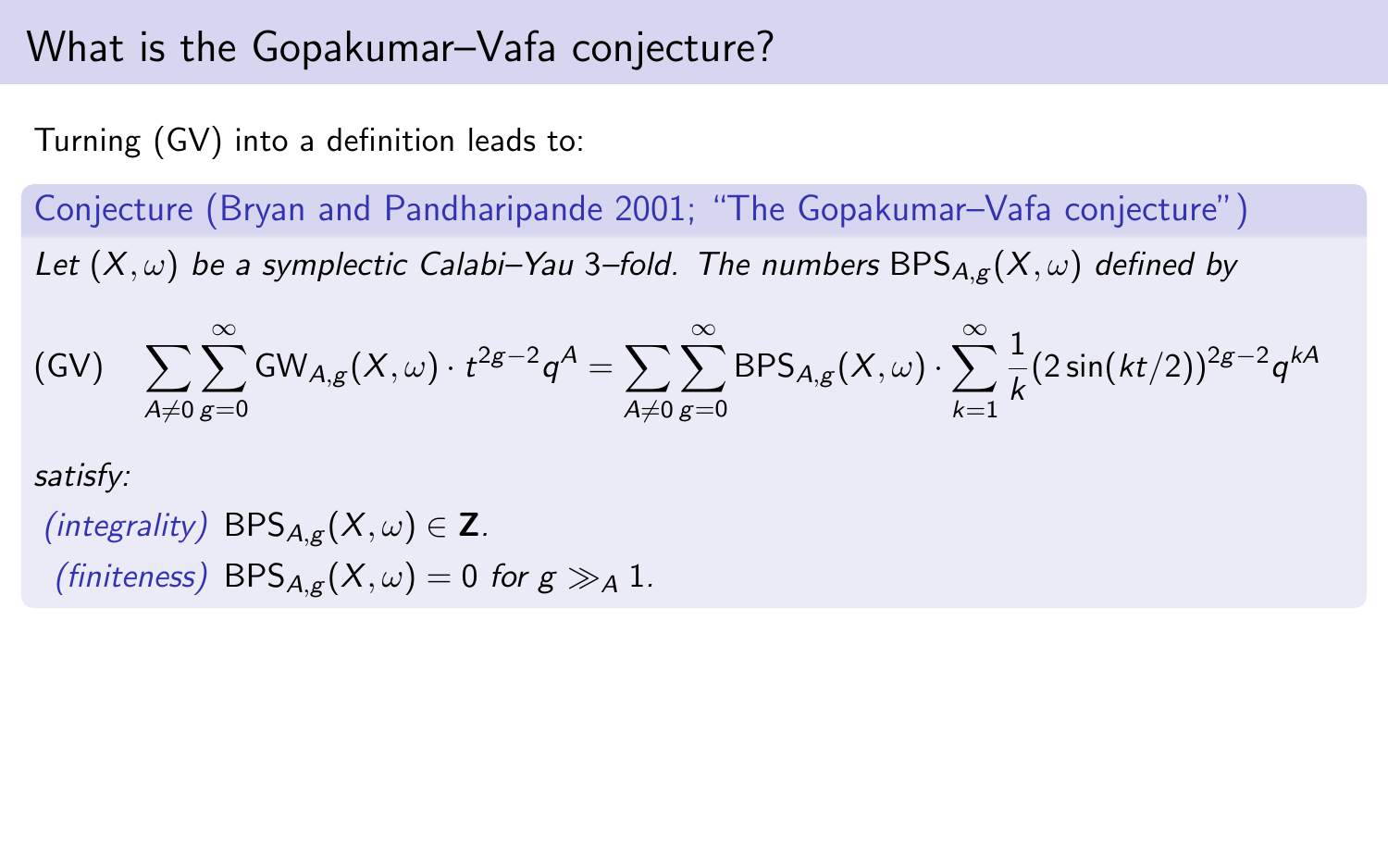# What is the Gopakumar–Vafa conjecture?

Turning (GV) into a definition leads to:

**Conjecture (Bryan and Pandharipande 2001; "The Gopakumar–Vafa conjecture")**

*Let $(X, \omega)$ be a symplectic Calabi–Yau 3–fold. The numbers $\mathrm{BPS}_{A,g}(X, \omega)$ defined by*

$$\text{(GV)} \quad \sum_{A \neq 0} \sum_{g=0}^{\infty} \mathrm{GW}_{A,g}(X, \omega) \cdot t^{2g-2} q^A = \sum_{A \neq 0} \sum_{g=0}^{\infty} \mathrm{BPS}_{A,g}(X, \omega) \cdot \sum_{k=1}^{\infty} \frac{1}{k} (2 \sin(kt/2))^{2g-2} q^{kA}$$

*satisfy:*

- *(integrality)* $\mathrm{BPS}_{A,g}(X, \omega) \in \mathbf{Z}$.
- *(finiteness)* $\mathrm{BPS}_{A,g}(X, \omega) = 0$ *for* $g \gg_A 1$.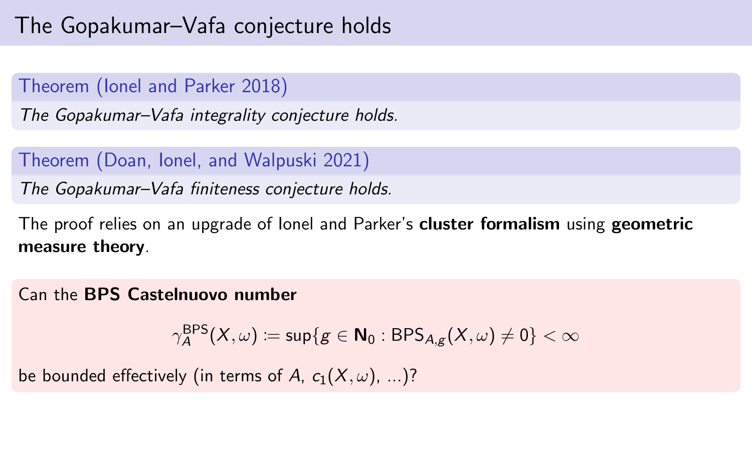# The Gopakumar–Vafa conjecture holds

**Theorem (Ionel and Parker 2018)**

*The Gopakumar–Vafa integrality conjecture holds.*

**Theorem (Doan, Ionel, and Walpuski 2021)**

*The Gopakumar–Vafa finiteness conjecture holds.*

The proof relies on an upgrade of Ionel and Parker's **cluster formalism** using **geometric measure theory**.

Can the **BPS Castelnuovo number**

$$\gamma_A^{\mathrm{BPS}}(X,\omega) := \sup\{g \in \mathbf{N}_0 : \mathrm{BPS}_{A,g}(X,\omega) \neq 0\} < \infty$$

be bounded effectively (in terms of $A$, $c_1(X,\omega)$, ...)?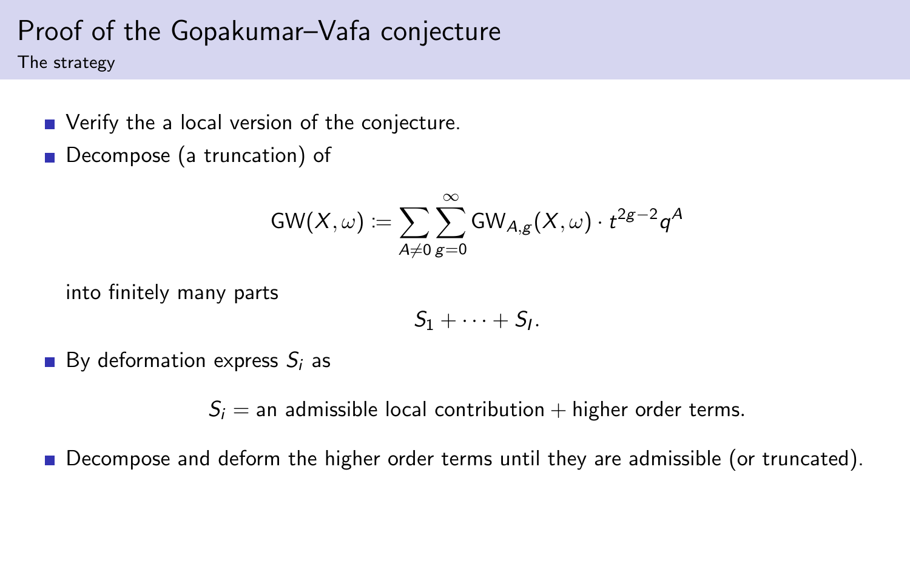# Proof of the Gopakumar–Vafa conjecture

## The strategy

- Verify the a local version of the conjecture.
- Decompose (a truncation) of

$$\mathrm{GW}(X,\omega) := \sum_{A\neq 0}\sum_{g=0}^{\infty} \mathrm{GW}_{A,g}(X,\omega)\cdot t^{2g-2}q^{A}$$

  into finitely many parts

$$S_1 + \cdots + S_I.$$

- By deformation express $S_i$ as

$$S_i = \text{an admissible local contribution} + \text{higher order terms.}$$

- Decompose and deform the higher order terms until they are admissible (or truncated).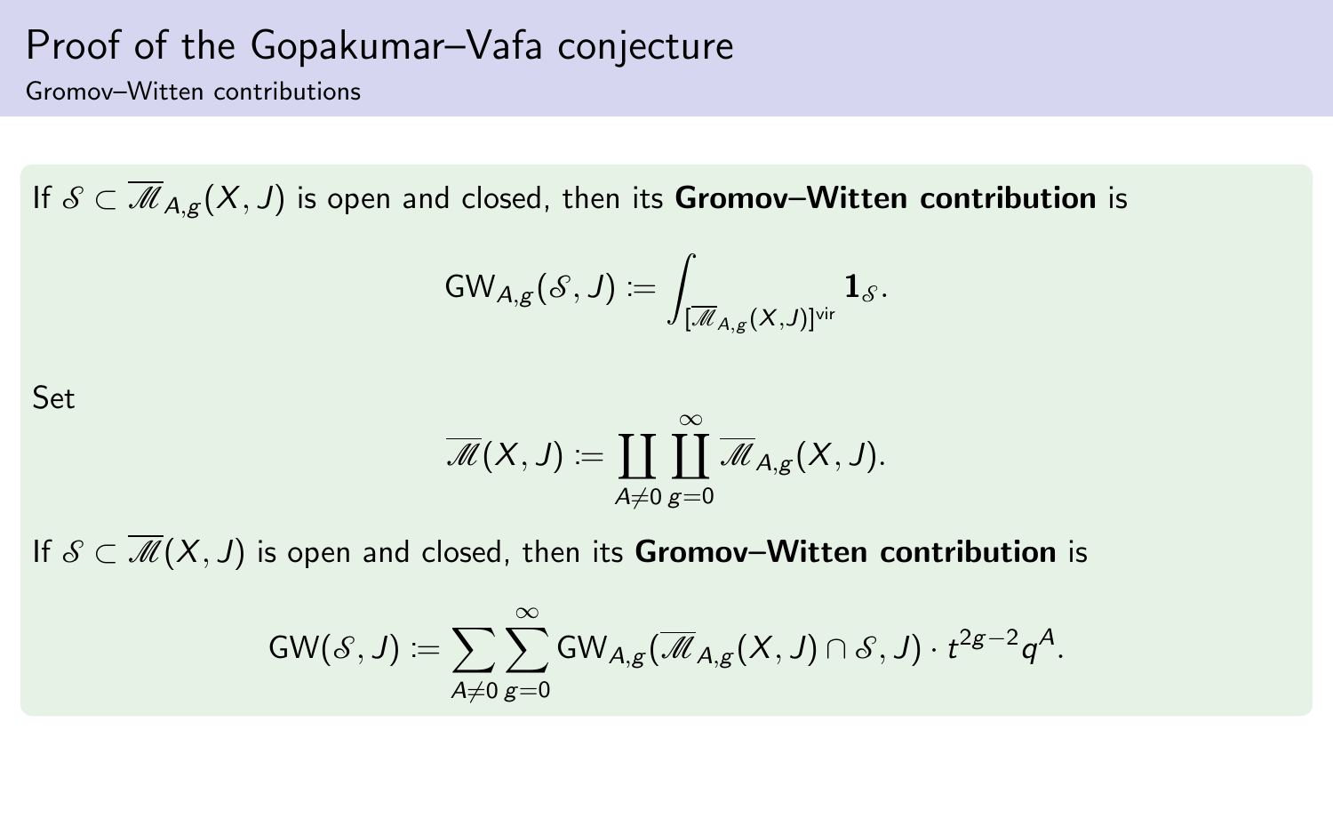# Proof of the Gopakumar–Vafa conjecture

## Gromov–Witten contributions

If $\mathcal{S} \subset \overline{\mathscr{M}}_{A,g}(X, J)$ is open and closed, then its **Gromov–Witten contribution** is

$$\mathrm{GW}_{A,g}(\mathcal{S}, J) := \int_{[\overline{\mathscr{M}}_{A,g}(X,J)]^{\mathrm{vir}}} \mathbf{1}_{\mathcal{S}}.$$

Set

$$\overline{\mathscr{M}}(X, J) := \coprod_{A \neq 0} \coprod_{g=0}^{\infty} \overline{\mathscr{M}}_{A,g}(X, J).$$

If $\mathcal{S} \subset \overline{\mathscr{M}}(X, J)$ is open and closed, then its **Gromov–Witten contribution** is

$$\mathrm{GW}(\mathcal{S}, J) := \sum_{A \neq 0} \sum_{g=0}^{\infty} \mathrm{GW}_{A,g}(\overline{\mathscr{M}}_{A,g}(X, J) \cap \mathcal{S}, J) \cdot t^{2g-2} q^{A}.$$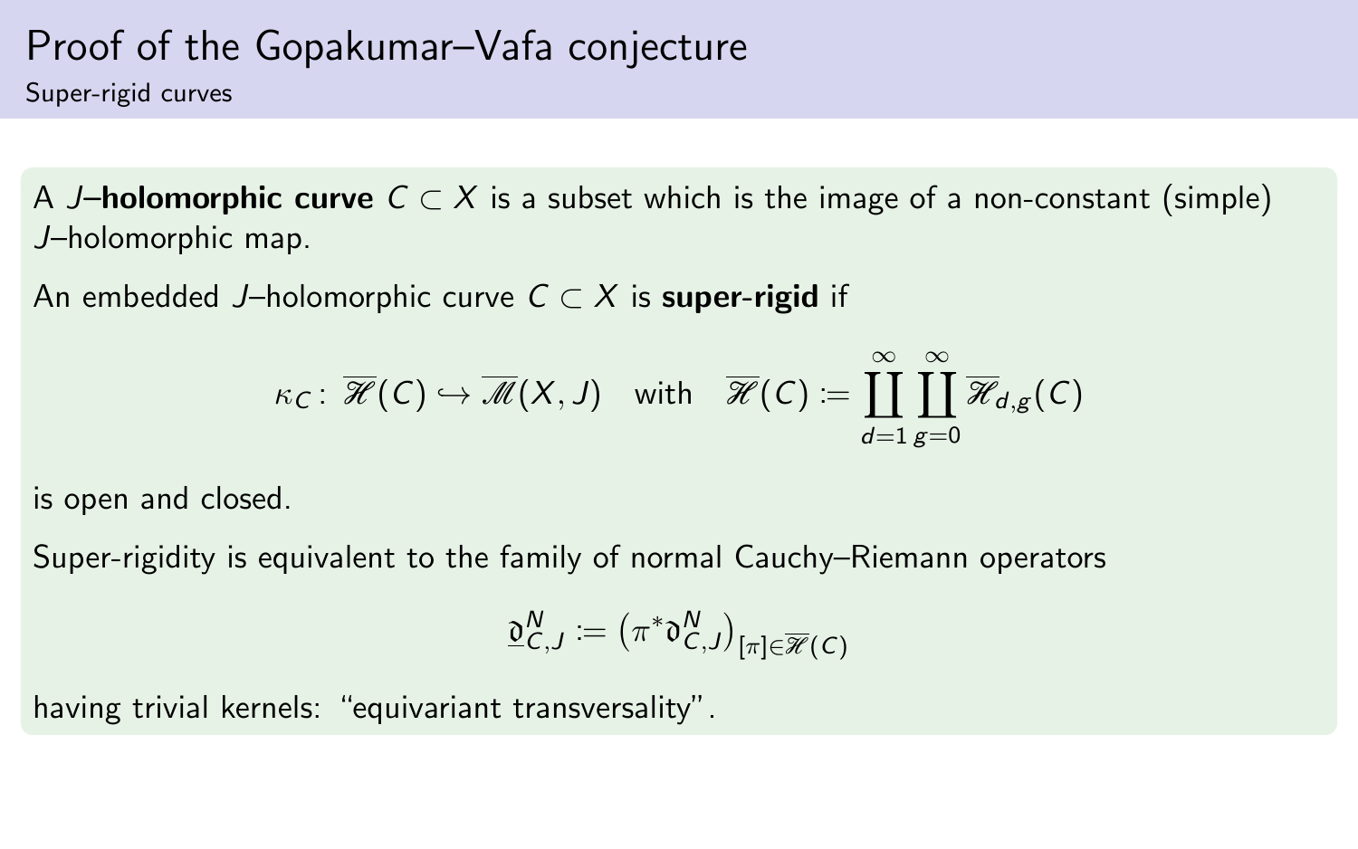# Proof of the Gopakumar–Vafa conjecture

## Super-rigid curves

A *J*–**holomorphic curve** $C \subset X$ is a subset which is the image of a non-constant (simple) *J*–holomorphic map.

An embedded *J*–holomorphic curve $C \subset X$ is **super-rigid** if

$$\kappa_C \colon \overline{\mathscr{H}}(C) \hookrightarrow \overline{\mathscr{M}}(X, J) \quad \text{with} \quad \overline{\mathscr{H}}(C) := \coprod_{d=1}^{\infty} \coprod_{g=0}^{\infty} \overline{\mathscr{H}}_{d,g}(C)$$

is open and closed.

Super-rigidity is equivalent to the family of normal Cauchy–Riemann operators

$$\underline{\mathfrak{d}}_{C,J}^{N} := \left(\pi^* \mathfrak{d}_{C,J}^{N}\right)_{[\pi] \in \overline{\mathscr{H}}(C)}$$

having trivial kernels: "equivariant transversality".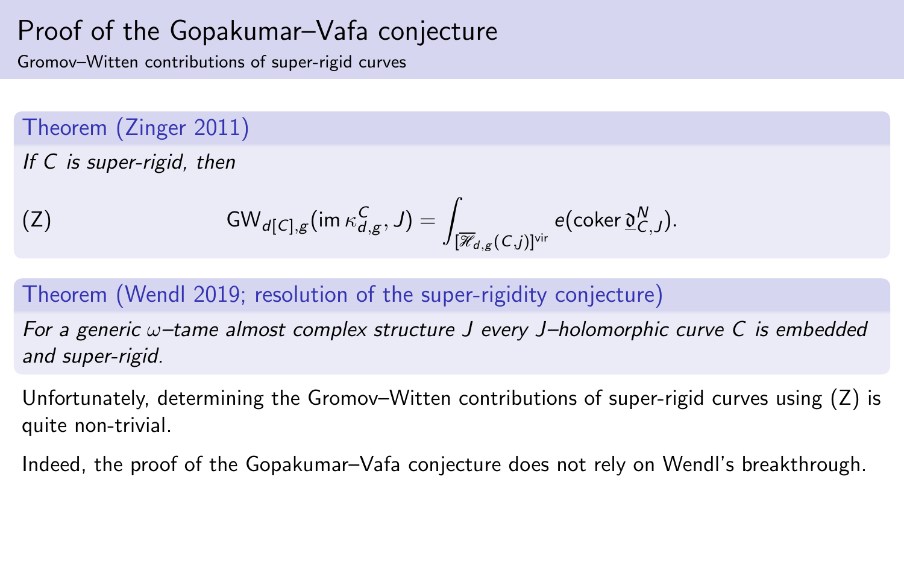# Proof of the Gopakumar–Vafa conjecture

## Gromov–Witten contributions of super-rigid curves

**Theorem (Zinger 2011)**

*If $C$ is super-rigid, then*

$$\text{(Z)} \qquad \mathrm{GW}_{d[C],g}(\operatorname{im} \kappa^C_{d,g}, J) = \int_{[\overline{\mathscr{H}}_{d,g}(C,j)]^{\mathrm{vir}}} e(\operatorname{coker} \underline{\mathfrak{d}}^N_{C,J}).$$

**Theorem (Wendl 2019; resolution of the super-rigidity conjecture)**

*For a generic $\omega$–tame almost complex structure $J$ every $J$–holomorphic curve $C$ is embedded and super-rigid.*

Unfortunately, determining the Gromov–Witten contributions of super-rigid curves using (Z) is quite non-trivial.

Indeed, the proof of the Gopakumar–Vafa conjecture does not rely on Wendl's breakthrough.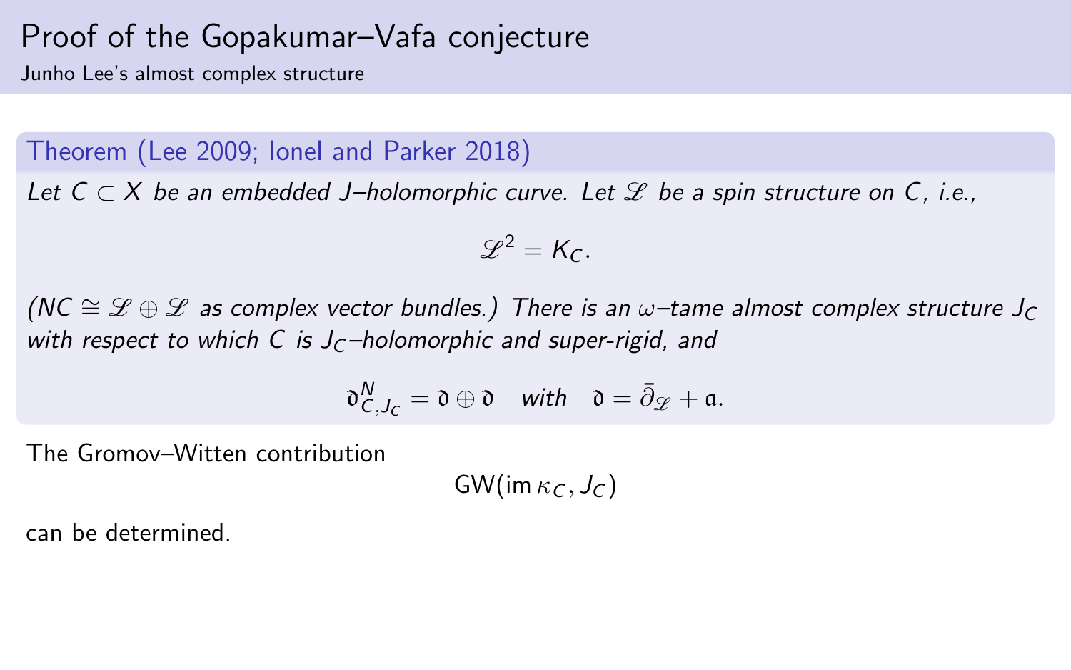# Proof of the Gopakumar–Vafa conjecture

## Junho Lee's almost complex structure

### Theorem (Lee 2009; Ionel and Parker 2018)

*Let $C \subset X$ be an embedded $J$–holomorphic curve. Let $\mathscr{L}$ be a spin structure on $C$, i.e.,*

$$\mathscr{L}^2 = K_C.$$

*($NC \cong \mathscr{L} \oplus \mathscr{L}$ as complex vector bundles.) There is an $\omega$–tame almost complex structure $J_C$ with respect to which $C$ is $J_C$–holomorphic and super-rigid, and*

$$\mathfrak{d}^N_{C,J_C} = \mathfrak{d} \oplus \mathfrak{d} \quad \textit{with} \quad \mathfrak{d} = \bar{\partial}_{\mathscr{L}} + \mathfrak{a}.$$

The Gromov–Witten contribution

$$\mathrm{GW}(\operatorname{im} \kappa_C, J_C)$$

can be determined.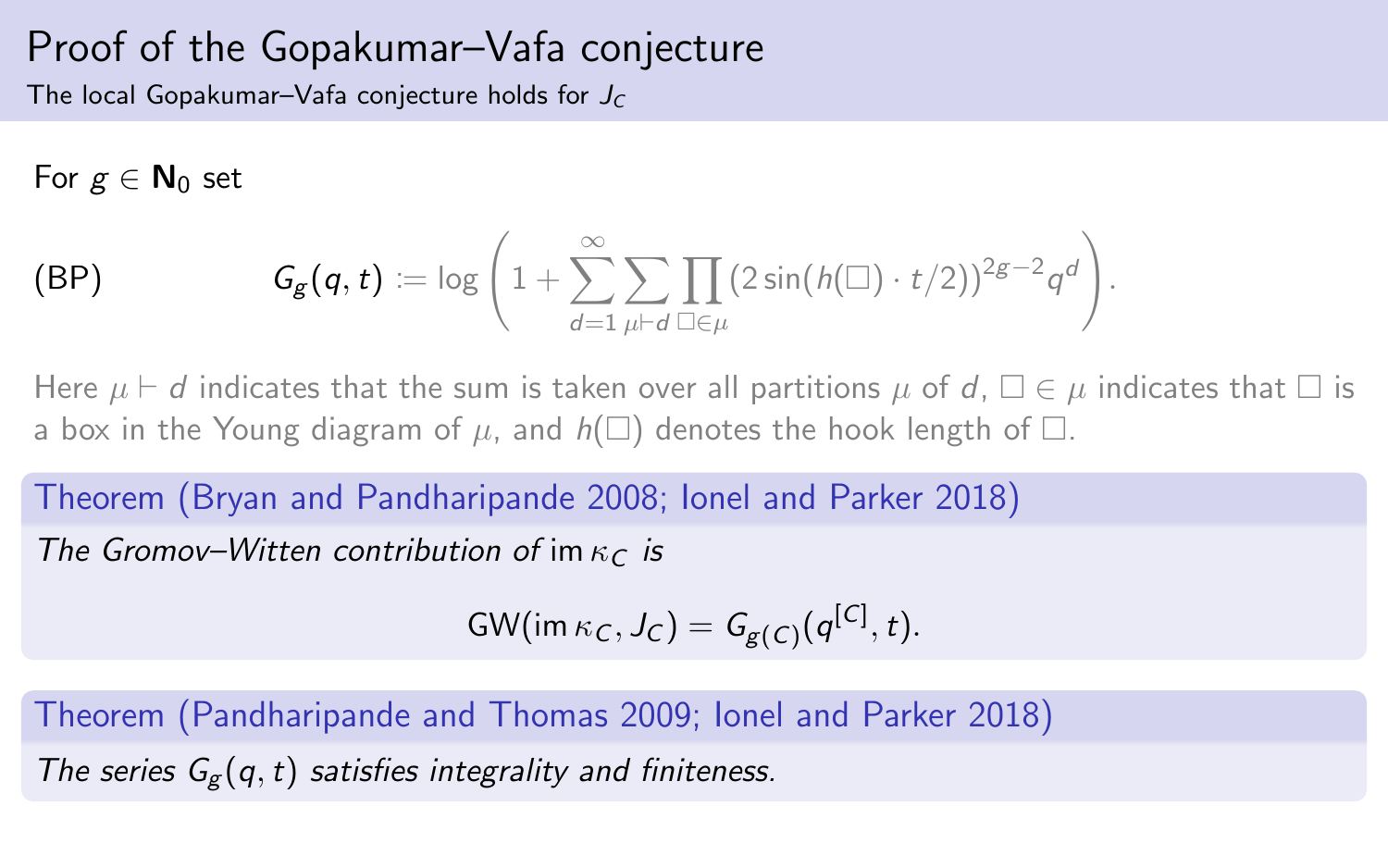# Proof of the Gopakumar–Vafa conjecture

## The local Gopakumar–Vafa conjecture holds for $J_C$

For $g \in \mathbf{N}_0$ set

$$\text{(BP)} \qquad G_g(q,t) := \log\left(1 + \sum_{d=1}^{\infty} \sum_{\mu \vdash d} \prod_{\square \in \mu} (2\sin(h(\square)\cdot t/2))^{2g-2} q^d\right).$$

Here $\mu \vdash d$ indicates that the sum is taken over all partitions $\mu$ of $d$, $\square \in \mu$ indicates that $\square$ is a box in the Young diagram of $\mu$, and $h(\square)$ denotes the hook length of $\square$.

**Theorem (Bryan and Pandharipande 2008; Ionel and Parker 2018)**

*The Gromov–Witten contribution of* $\operatorname{im}\kappa_C$ *is*

$$\mathrm{GW}(\operatorname{im}\kappa_C, J_C) = G_{g(C)}(q^{[C]}, t).$$

**Theorem (Pandharipande and Thomas 2009; Ionel and Parker 2018)**

*The series* $G_g(q,t)$ *satisfies integrality and finiteness.*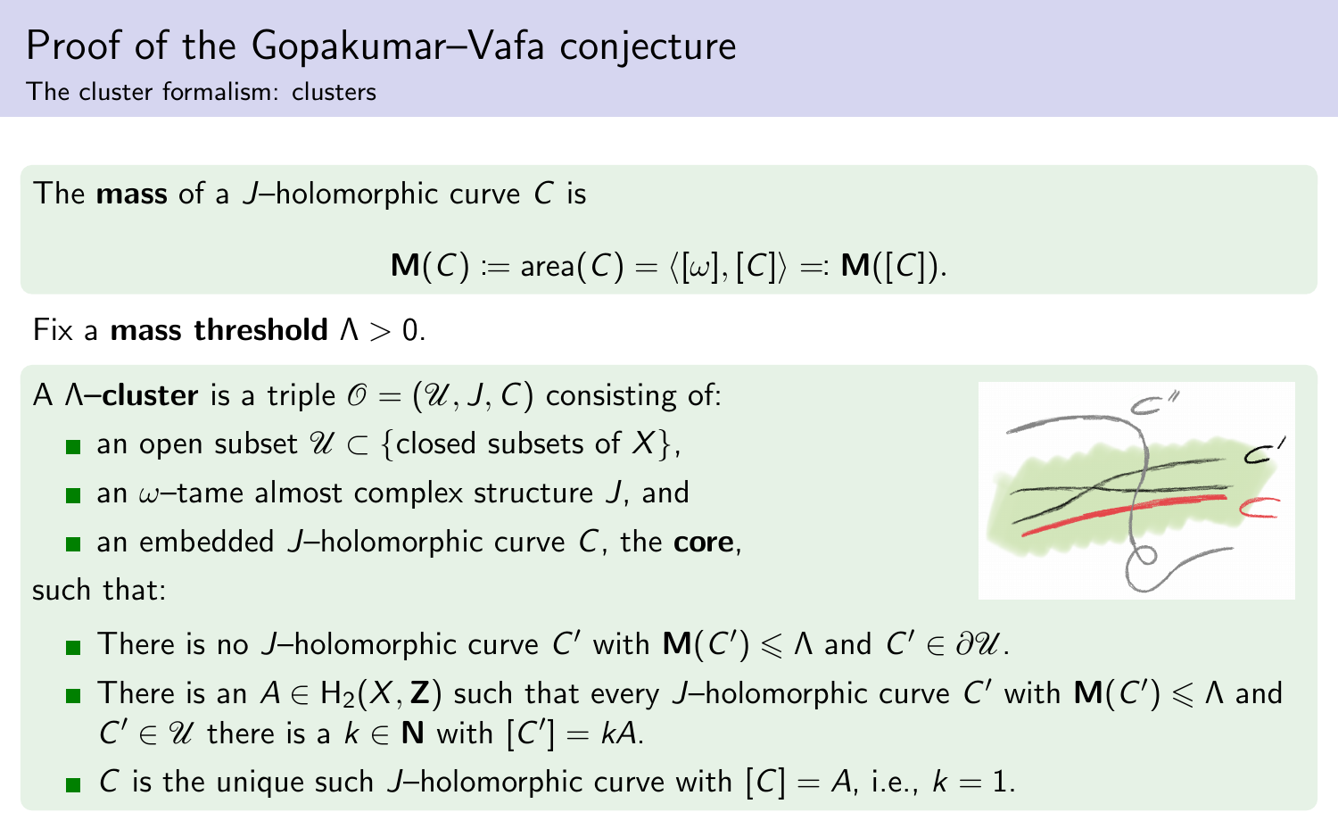# Proof of the Gopakumar–Vafa conjecture

## The cluster formalism: clusters

The **mass** of a $J$–holomorphic curve $C$ is

$$\mathbf{M}(C) := \mathrm{area}(C) = \langle [\omega], [C] \rangle =: \mathbf{M}([C]).$$

Fix a **mass threshold** $\Lambda > 0$.

A $\Lambda$**–cluster** is a triple $\mathscr{O} = (\mathscr{U}, J, C)$ consisting of:

- an open subset $\mathscr{U} \subset \{\text{closed subsets of } X\}$,
- an $\omega$–tame almost complex structure $J$, and
- an embedded $J$–holomorphic curve $C$, the **core**,

such that:

- There is no $J$–holomorphic curve $C'$ with $\mathbf{M}(C') \leqslant \Lambda$ and $C' \in \partial \mathscr{U}$.
- There is an $A \in \mathrm{H}_2(X, \mathbf{Z})$ such that every $J$–holomorphic curve $C'$ with $\mathbf{M}(C') \leqslant \Lambda$ and $C' \in \mathscr{U}$ there is a $k \in \mathbf{N}$ with $[C'] = kA$.
- $C$ is the unique such $J$–holomorphic curve with $[C] = A$, i.e., $k = 1$.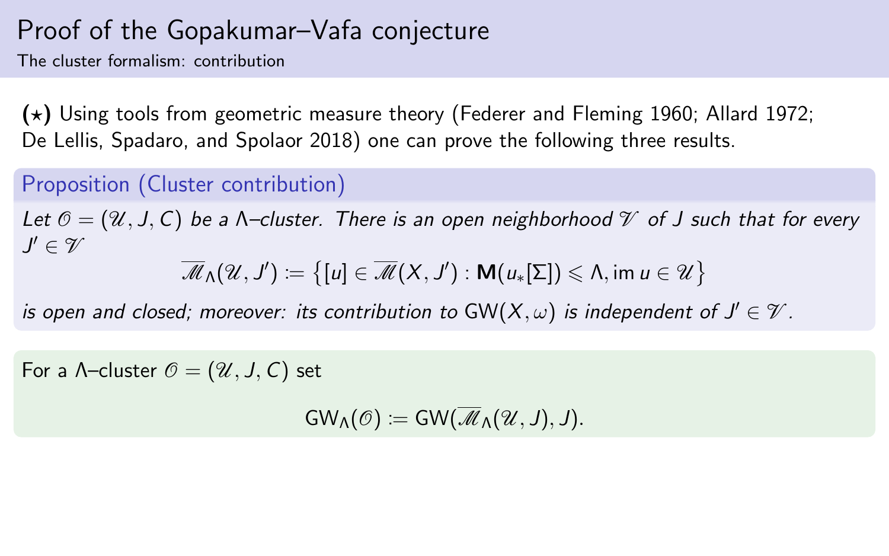# Proof of the Gopakumar–Vafa conjecture

## The cluster formalism: contribution

**($\star$)** Using tools from geometric measure theory (Federer and Fleming 1960; Allard 1972; De Lellis, Spadaro, and Spolaor 2018) one can prove the following three results.

### Proposition (Cluster contribution)

*Let $\mathscr{O} = (\mathscr{U}, J, C)$ be a $\Lambda$–cluster. There is an open neighborhood $\mathscr{V}$ of $J$ such that for every $J' \in \mathscr{V}$*

$$\overline{\mathscr{M}}_\Lambda(\mathscr{U}, J') := \left\{ [u] \in \overline{\mathscr{M}}(X, J') : \mathbf{M}(u_*[\Sigma]) \leqslant \Lambda, \operatorname{im} u \in \mathscr{U} \right\}$$

*is open and closed; moreover: its contribution to $\mathrm{GW}(X, \omega)$ is independent of $J' \in \mathscr{V}$.*

For a $\Lambda$–cluster $\mathscr{O} = (\mathscr{U}, J, C)$ set

$$\mathrm{GW}_\Lambda(\mathscr{O}) := \mathrm{GW}(\overline{\mathscr{M}}_\Lambda(\mathscr{U}, J), J).$$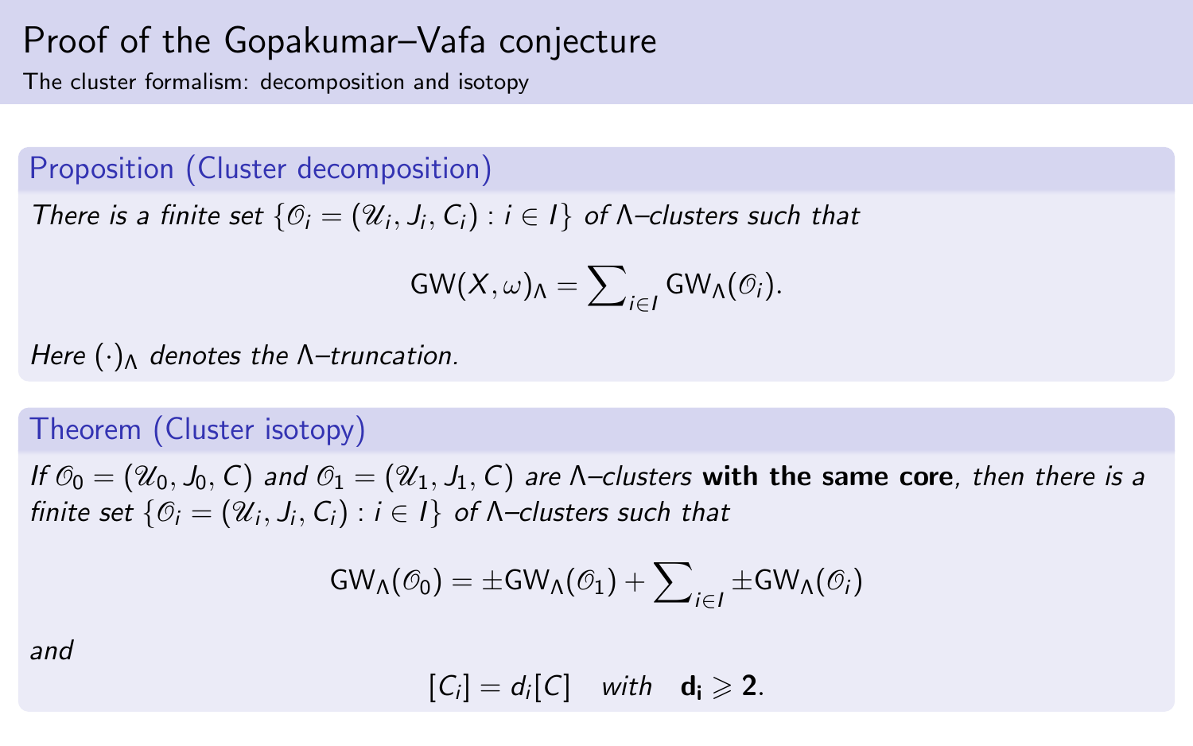# Proof of the Gopakumar–Vafa conjecture

The cluster formalism: decomposition and isotopy

## Proposition (Cluster decomposition)

*There is a finite set* $\{\mathcal{O}_i = (\mathcal{U}_i, J_i, C_i) : i \in I\}$ *of* $\Lambda$*–clusters such that*

$$\mathrm{GW}(X, \omega)_\Lambda = \sum_{i \in I} \mathrm{GW}_\Lambda(\mathcal{O}_i).$$

*Here* $(\cdot)_\Lambda$ *denotes the* $\Lambda$*–truncation.*

## Theorem (Cluster isotopy)

*If* $\mathcal{O}_0 = (\mathcal{U}_0, J_0, C)$ *and* $\mathcal{O}_1 = (\mathcal{U}_1, J_1, C)$ *are* $\Lambda$*–clusters* **with the same core**, *then there is a finite set* $\{\mathcal{O}_i = (\mathcal{U}_i, J_i, C_i) : i \in I\}$ *of* $\Lambda$*–clusters such that*

$$\mathrm{GW}_\Lambda(\mathcal{O}_0) = \pm \mathrm{GW}_\Lambda(\mathcal{O}_1) + \sum_{i \in I} \pm \mathrm{GW}_\Lambda(\mathcal{O}_i)$$

*and*

$$[C_i] = d_i[C] \quad \textit{with} \quad \mathbf{d_i} \geqslant \mathbf{2}.$$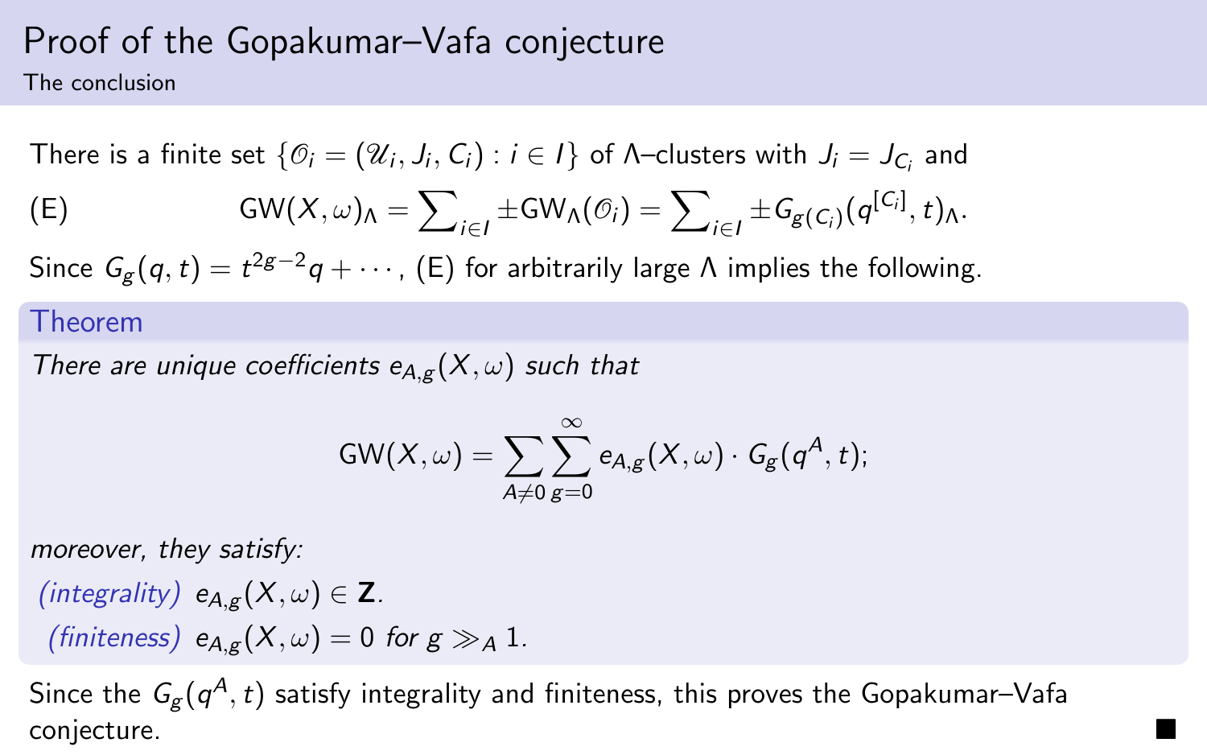# Proof of the Gopakumar–Vafa conjecture

## The conclusion

There is a finite set $\{\mathscr{O}_i = (\mathscr{U}_i, J_i, C_i) : i \in I\}$ of $\Lambda$–clusters with $J_i = J_{C_i}$ and

(E) $$\mathrm{GW}(X,\omega)_\Lambda = \sum_{i \in I} \pm \mathrm{GW}_\Lambda(\mathscr{O}_i) = \sum_{i \in I} \pm G_{g(C_i)}(q^{[C_i]}, t)_\Lambda.$$

Since $G_g(q,t) = t^{2g-2}q + \cdots$, (E) for arbitrarily large $\Lambda$ implies the following.

**Theorem**

*There are unique coefficients $e_{A,g}(X,\omega)$ such that*

$$\mathrm{GW}(X,\omega) = \sum_{A \neq 0} \sum_{g=0}^{\infty} e_{A,g}(X,\omega) \cdot G_g(q^A, t);$$

*moreover, they satisfy:*

- *(integrality)* $e_{A,g}(X,\omega) \in \mathbf{Z}$.
- *(finiteness)* $e_{A,g}(X,\omega) = 0$ *for* $g \gg_A 1$.

Since the $G_g(q^A, t)$ satisfy integrality and finiteness, this proves the Gopakumar–Vafa conjecture. ∎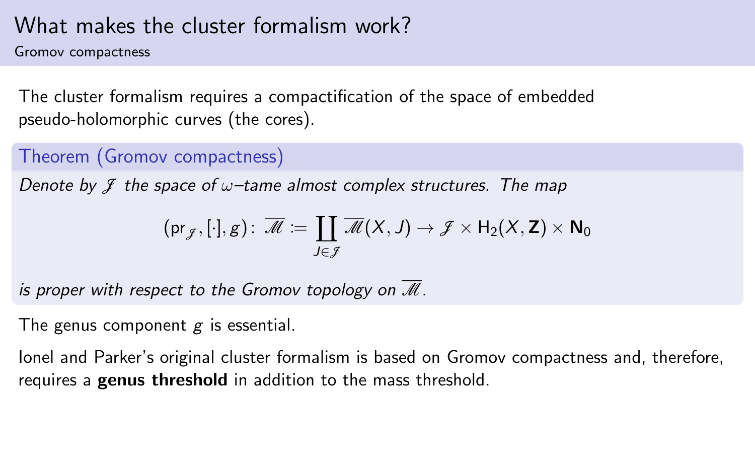# What makes the cluster formalism work?

## Gromov compactness

The cluster formalism requires a compactification of the space of embedded pseudo-holomorphic curves (the cores).

**Theorem (Gromov compactness)**

*Denote by $\mathscr{J}$ the space of $\omega$–tame almost complex structures. The map*

$$(\mathrm{pr}_{\mathscr{J}}, [\cdot], g) \colon \overline{\mathscr{M}} := \coprod_{J \in \mathscr{J}} \overline{\mathscr{M}}(X, J) \to \mathscr{J} \times \mathrm{H}_2(X, \mathbf{Z}) \times \mathbf{N}_0$$

*is proper with respect to the Gromov topology on $\overline{\mathscr{M}}$.*

The genus component $g$ is essential.

Ionel and Parker's original cluster formalism is based on Gromov compactness and, therefore, requires a **genus threshold** in addition to the mass threshold.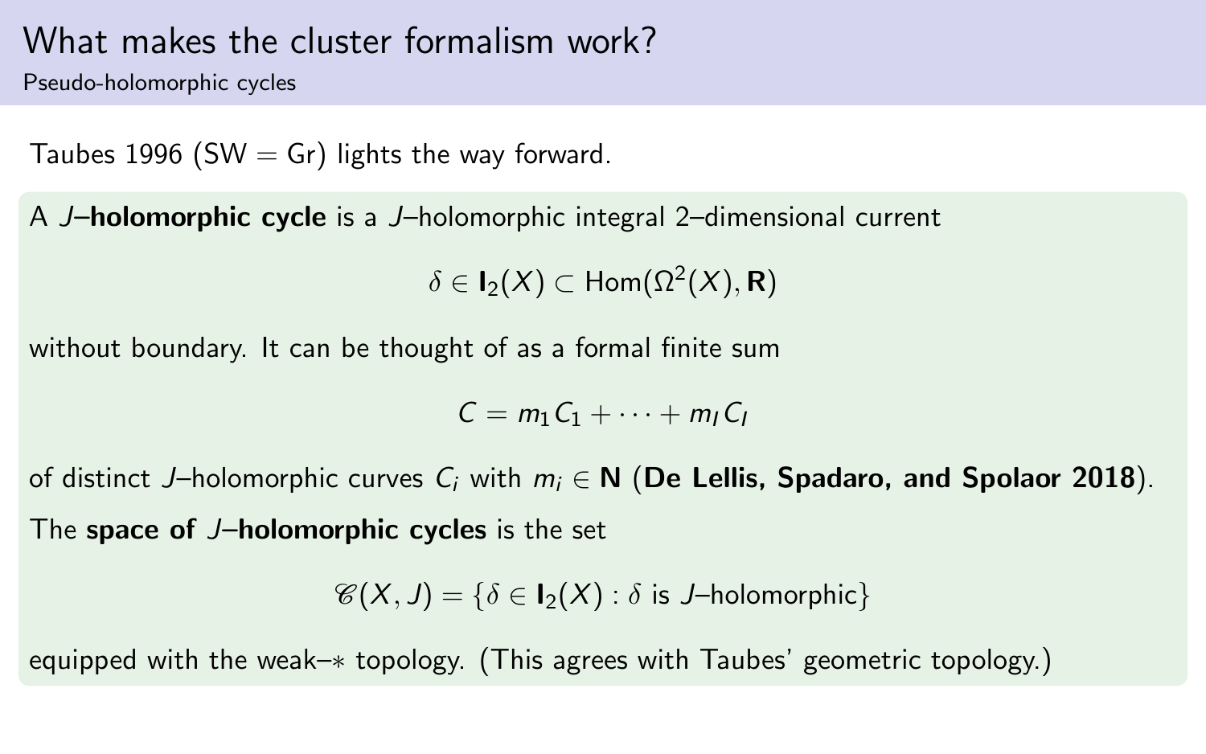# What makes the cluster formalism work?

## Pseudo-holomorphic cycles

Taubes 1996 (SW = Gr) lights the way forward.

A $J$–**holomorphic cycle** is a $J$–holomorphic integral 2–dimensional current

$$\delta \in \mathbf{I}_2(X) \subset \mathrm{Hom}(\Omega^2(X), \mathbf{R})$$

without boundary. It can be thought of as a formal finite sum

$$C = m_1 C_1 + \cdots + m_I C_I$$

of distinct $J$–holomorphic curves $C_i$ with $m_i \in \mathbf{N}$ (**De Lellis, Spadaro, and Spolaor 2018**).

The **space of $J$–holomorphic cycles** is the set

$$\mathscr{C}(X, J) = \{\delta \in \mathbf{I}_2(X) : \delta \text{ is } J\text{–holomorphic}\}$$

equipped with the weak–$*$ topology. (This agrees with Taubes' geometric topology.)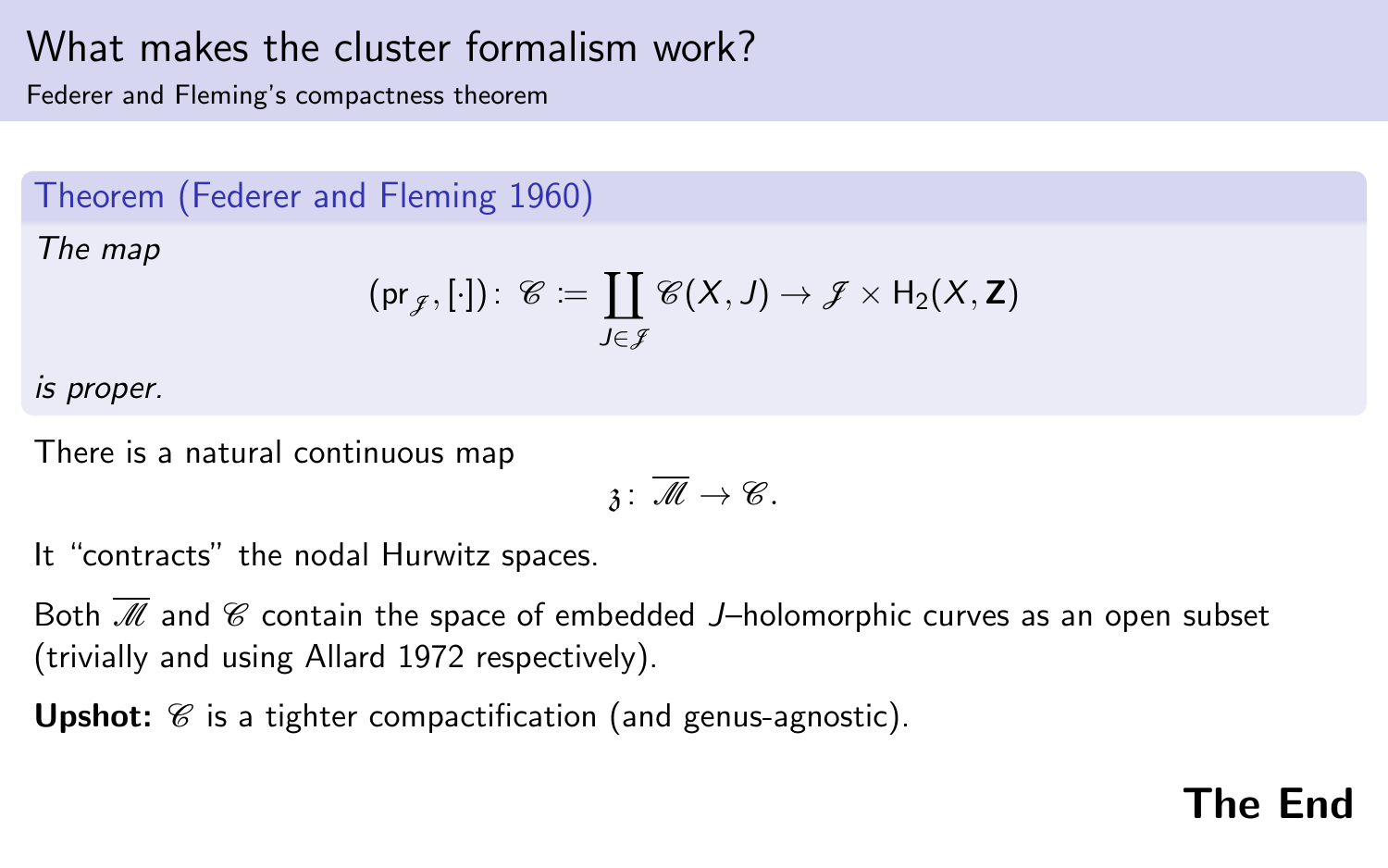# What makes the cluster formalism work?

## Federer and Fleming's compactness theorem

**Theorem (Federer and Fleming 1960)**

*The map*

$$(\mathrm{pr}_{\mathscr{J}}, [\cdot])\colon \mathscr{C} := \coprod_{J \in \mathscr{J}} \mathscr{C}(X, J) \to \mathscr{J} \times \mathrm{H}_2(X, \mathbf{Z})$$

*is proper.*

There is a natural continuous map

$$\mathfrak{z}\colon \overline{\mathscr{M}} \to \mathscr{C}.$$

It "contracts" the nodal Hurwitz spaces.

Both $\overline{\mathscr{M}}$ and $\mathscr{C}$ contain the space of embedded $J$–holomorphic curves as an open subset (trivially and using Allard 1972 respectively).

**Upshot:** $\mathscr{C}$ is a tighter compactification (and genus-agnostic).

**The End**